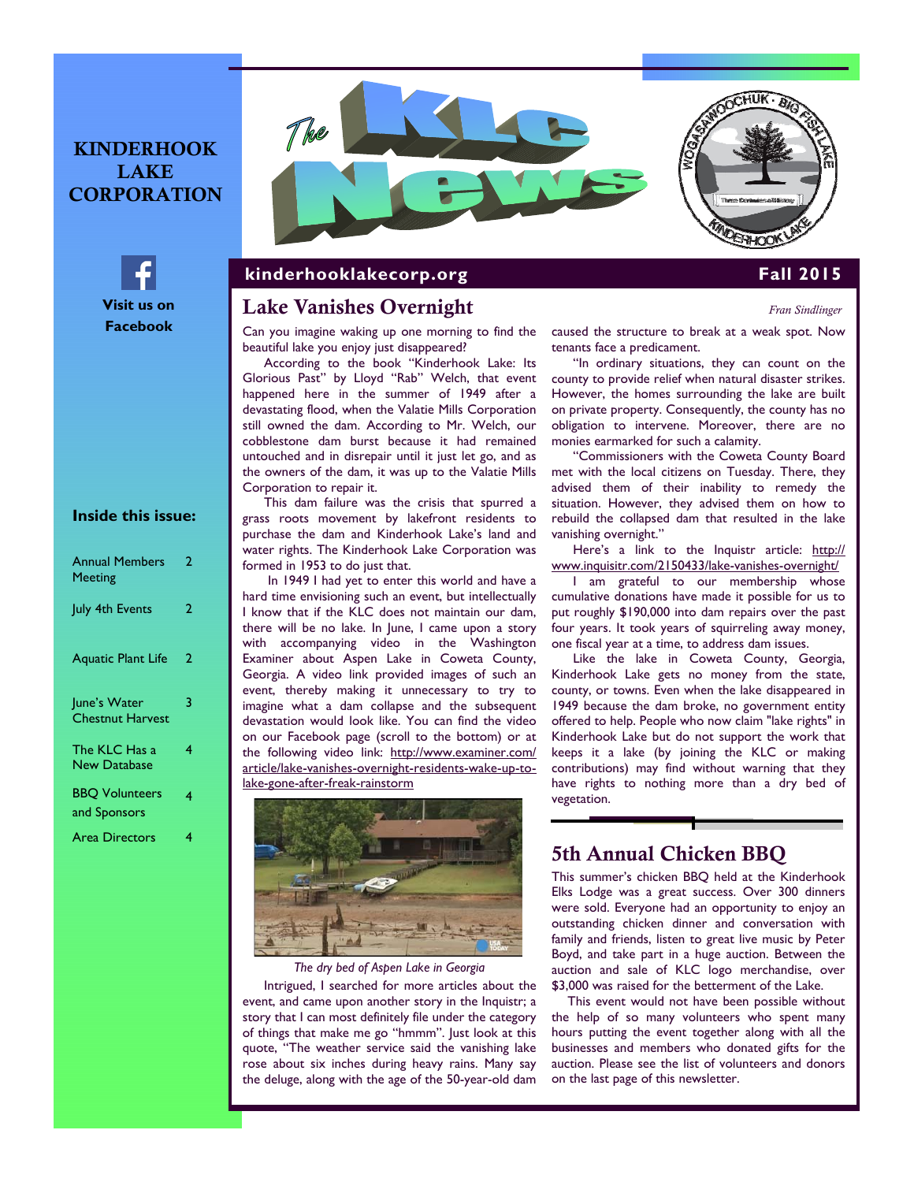# KINDERHOOK LAKE CORPORATION

Visit us on Facebook

**Inside this issue:**

| | |
|---|---|
| Annual Members Meeting | 2 |
| July 4th Events | 2 |
| Aquatic Plant Life | 2 |
| June's Water Chestnut Harvest | 3 |
| The KLC Has a New Database | 4 |
| BBQ Volunteers and Sponsors | 4 |
| Area Directors | 4 |

# The KLC News

**kinderhooklakecorp.org** — **Fall 2015**

## Lake Vanishes Overnight

*Fran Sindlinger*

Can you imagine waking up one morning to find the beautiful lake you enjoy just disappeared?

According to the book "Kinderhook Lake: Its Glorious Past" by Lloyd "Rab" Welch, that event happened here in the summer of 1949 after a devastating flood, when the Valatie Mills Corporation still owned the dam. According to Mr. Welch, our cobblestone dam burst because it had remained untouched and in disrepair until it just let go, and as the owners of the dam, it was up to the Valatie Mills Corporation to repair it.

This dam failure was the crisis that spurred a grass roots movement by lakefront residents to purchase the dam and Kinderhook Lake's land and water rights. The Kinderhook Lake Corporation was formed in 1953 to do just that.

In 1949 I had yet to enter this world and have a hard time envisioning such an event, but intellectually I know that if the KLC does not maintain our dam, there will be no lake. In June, I came upon a story with accompanying video in the Washington Examiner about Aspen Lake in Coweta County, Georgia. A video link provided images of such an event, thereby making it unnecessary to try to imagine what a dam collapse and the subsequent devastation would look like. You can find the video on our Facebook page (scroll to the bottom) or at the following video link: http://www.examiner.com/article/lake-vanishes-overnight-residents-wake-up-to-lake-gone-after-freak-rainstorm

*The dry bed of Aspen Lake in Georgia*

Intrigued, I searched for more articles about the event, and came upon another story in the Inquistr; a story that I can most definitely file under the category of things that make me go "hmmm". Just look at this quote, "The weather service said the vanishing lake rose about six inches during heavy rains. Many say the deluge, along with the age of the 50-year-old dam caused the structure to break at a weak spot. Now tenants face a predicament.

"In ordinary situations, they can count on the county to provide relief when natural disaster strikes. However, the homes surrounding the lake are built on private property. Consequently, the county has no obligation to intervene. Moreover, there are no monies earmarked for such a calamity.

"Commissioners with the Coweta County Board met with the local citizens on Tuesday. There, they advised them of their inability to remedy the situation. However, they advised them on how to rebuild the collapsed dam that resulted in the lake vanishing overnight."

Here's a link to the Inquistr article: http://www.inquisitr.com/2150433/lake-vanishes-overnight/

I am grateful to our membership whose cumulative donations have made it possible for us to put roughly $190,000 into dam repairs over the past four years. It took years of squirreling away money, one fiscal year at a time, to address dam issues.

Like the lake in Coweta County, Georgia, Kinderhook Lake gets no money from the state, county, or towns. Even when the lake disappeared in 1949 because the dam broke, no government entity offered to help. People who now claim "lake rights" in Kinderhook Lake but do not support the work that keeps it a lake (by joining the KLC or making contributions) may find without warning that they have rights to nothing more than a dry bed of vegetation.

## 5th Annual Chicken BBQ

This summer's chicken BBQ held at the Kinderhook Elks Lodge was a great success. Over 300 dinners were sold. Everyone had an opportunity to enjoy an outstanding chicken dinner and conversation with family and friends, listen to great live music by Peter Boyd, and take part in a huge auction. Between the auction and sale of KLC logo merchandise, over $3,000 was raised for the betterment of the Lake.

This event would not have been possible without the help of so many volunteers who spent many hours putting the event together along with all the businesses and members who donated gifts for the auction. Please see the list of volunteers and donors on the last page of this newsletter.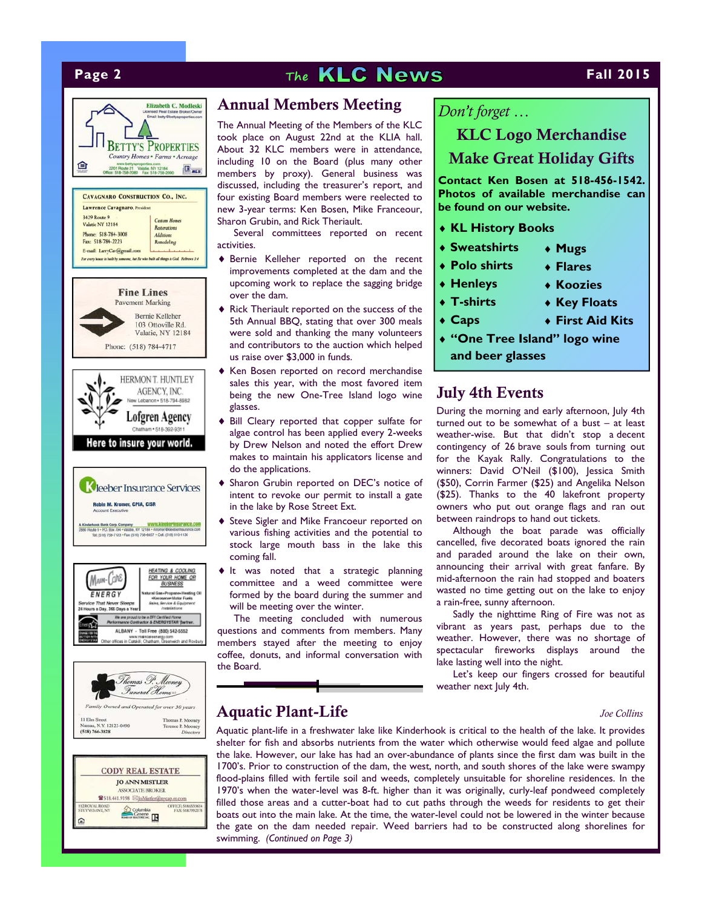Elizabeth C. Modleski
Licensed Real Estate Broker/Owner
Email: betty@bettysproperties.com

BETTY'S PROPERTIES
Country Homes • Farms • Acreage
www.bettysproperties.com
2201 Route 21 Valatie, NY 12184
Office: 518-758-2080 Fax: 518-758-2090

CAVAGNARO CONSTRUCTION CO., INC.
Lawrence Cavagnaro, President
3429 Route 9
Valatie NY 12184
Phone: 518-784-3008
Fax: 518-784-2223
E-mail: LarryCav@gmail.com
Custom Homes
Restorations
Additions
Remodeling
For every house is built by someone, but He who built all things is God. Hebrews 3:4

Fine Lines
Pavement Marking
Bernie Kelleher
103 Ottoville Rd.
Valatie, NY 12184
Phone: (518) 784-4717

HERMON T. HUNTLEY AGENCY, INC.
New Lebanon • 518-794-8982
Lofgren Agency
Chatham • 518-392-9311
Here to insure your world.

Kleeber Insurance Services
Robin M. Kromer, CPIA, CISR
Account Executive
A Kinderhook Bank Corp. Company
www.kleeberinsurance.com

Main-Care ENERGY
Service That Never Sleeps
24 Hours a Day, 365 Days a Year
HEATING & COOLING FOR YOUR HOME OR BUSINESS
Natural Gas • Propane • Heating Oil • Kerosene • Motor Fuels
Sales, Service & Equipment Installations
We are proud to be a BPI Certified Home Performance Contractor & ENERGYSTAR partner.
ALBANY - Toll Free (800) 542-5552
www.maincareenergy.com
Other offices in Catskill, Chatham, Greenwich and Roxbury

Thomas P. Mooney Funeral Home
Family Owned and Operated for over 30 years
11 Elm Street
Nassau, N.Y. 12123-0490
(518) 766-3828
Thomas P. Mooney
Terence P. Mooney
Directors

CODY REAL ESTATE
JO ANN MISTLER
ASSOCIATE BROKER
518.441.9198 JoMistler@nycap.rr.com
112 ROYAL ROAD
STUYVESANT, NY
OFFICE: 518.653.9614
FAX: 518.799.2178

## Annual Members Meeting

The Annual Meeting of the Members of the KLC took place on August 22nd at the KLIA hall. About 32 KLC members were in attendance, including 10 on the Board (plus many other members by proxy). General business was discussed, including the treasurer's report, and four existing Board members were reelected to new 3-year terms: Ken Bosen, Mike Franceour, Sharon Grubin, and Rick Theriault.

Several committees reported on recent activities.

- Bernie Kelleher reported on the recent improvements completed at the dam and the upcoming work to replace the sagging bridge over the dam.
- Rick Theriault reported on the success of the 5th Annual BBQ, stating that over 300 meals were sold and thanking the many volunteers and contributors to the auction which helped us raise over $3,000 in funds.
- Ken Bosen reported on record merchandise sales this year, with the most favored item being the new One-Tree Island logo wine glasses.
- Bill Cleary reported that copper sulfate for algae control has been applied every 2-weeks by Drew Nelson and noted the effort Drew makes to maintain his applicators license and do the applications.
- Sharon Grubin reported on DEC's notice of intent to revoke our permit to install a gate in the lake by Rose Street Ext.
- Steve Sigler and Mike Francoeur reported on various fishing activities and the potential to stock large mouth bass in the lake this coming fall.
- It was noted that a strategic planning committee and a weed committee were formed by the board during the summer and will be meeting over the winter.

The meeting concluded with numerous questions and comments from members. Many members stayed after the meeting to enjoy coffee, donuts, and informal conversation with the Board.

*Don't forget …*

## KLC Logo Merchandise Make Great Holiday Gifts

**Contact Ken Bosen at 518-456-1542. Photos of available merchandise can be found on our website.**

- **KL History Books**
- **Sweatshirts**
- **Mugs**
- **Polo shirts**
- **Flares**
- **Henleys**
- **Koozies**
- **T-shirts**
- **Key Floats**
- **Caps**
- **First Aid Kits**
- **"One Tree Island" logo wine and beer glasses**

## July 4th Events

During the morning and early afternoon, July 4th turned out to be somewhat of a bust – at least weather-wise. But that didn't stop a decent contingency of 26 brave souls from turning out for the Kayak Rally. Congratulations to the winners: David O'Neil ($100), Jessica Smith ($50), Corrin Farmer ($25) and Angelika Nelson ($25). Thanks to the 40 lakefront property owners who put out orange flags and ran out between raindrops to hand out tickets.

Although the boat parade was officially cancelled, five decorated boats ignored the rain and paraded around the lake on their own, announcing their arrival with great fanfare. By mid-afternoon the rain had stopped and boaters wasted no time getting out on the lake to enjoy a rain-free, sunny afternoon.

Sadly the nighttime Ring of Fire was not as vibrant as years past, perhaps due to the weather. However, there was no shortage of spectacular fireworks displays around the lake lasting well into the night.

Let's keep our fingers crossed for beautiful weather next July 4th.

## Aquatic Plant-Life

*Joe Collins*

Aquatic plant-life in a freshwater lake like Kinderhook is critical to the health of the lake. It provides shelter for fish and absorbs nutrients from the water which otherwise would feed algae and pollute the lake. However, our lake has had an over-abundance of plants since the first dam was built in the 1700's. Prior to construction of the dam, the west, north, and south shores of the lake were swampy flood-plains filled with fertile soil and weeds, completely unsuitable for shoreline residences. In the 1970's when the water-level was 8-ft. higher than it was originally, curly-leaf pondweed completely filled those areas and a cutter-boat had to cut paths through the weeds for residents to get their boats out into the main lake. At the time, the water-level could not be lowered in the winter because the gate on the dam needed repair. Weed barriers had to be constructed along shorelines for swimming. *(Continued on Page 3)*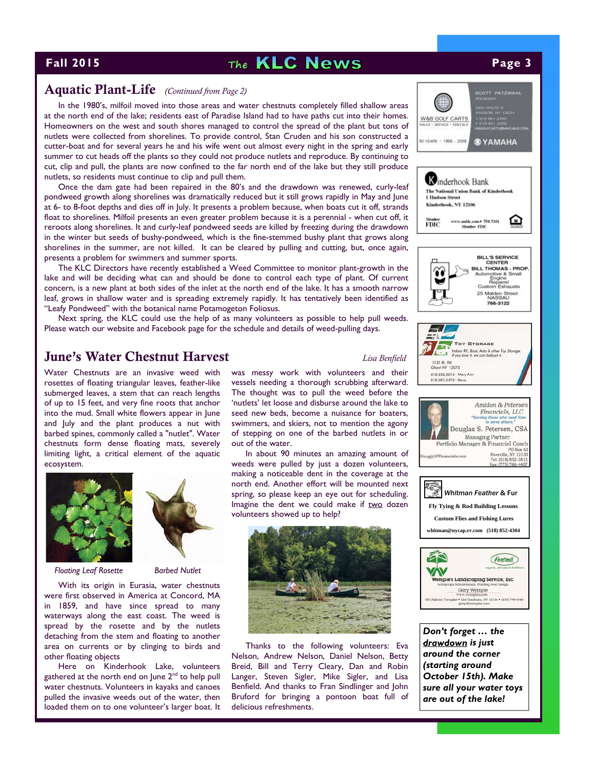## Aquatic Plant-Life *(Continued from Page 2)*

In the 1980's, milfoil moved into those areas and water chestnuts completely filled shallow areas at the north end of the lake; residents east of Paradise Island had to have paths cut into their homes. Homeowners on the west and south shores managed to control the spread of the plant but tons of nutlets were collected from shorelines. To provide control, Stan Cruden and his son constructed a cutter-boat and for several years he and his wife went out almost every night in the spring and early summer to cut heads off the plants so they could not produce nutlets and reproduce. By continuing to cut, clip and pull, the plants are now confined to the far north end of the lake but they still produce nutlets, so residents must continue to clip and pull them.

Once the dam gate had been repaired in the 80's and the drawdown was renewed, curly-leaf pondweed growth along shorelines was dramatically reduced but it still grows rapidly in May and June at 6- to 8-foot depths and dies off in July. It presents a problem because, when boats cut it off, strands float to shorelines. Milfoil presents an even greater problem because it is a perennial - when cut off, it reroots along shorelines. It and curly-leaf pondweed seeds are killed by freezing during the drawdown in the winter but seeds of bushy-pondweed, which is the fine-stemmed bushy plant that grows along shorelines in the summer, are not killed. It can be cleared by pulling and cutting, but, once again, presents a problem for swimmers and summer sports.

The KLC Directors have recently established a Weed Committee to monitor plant-growth in the lake and will be deciding what can and should be done to control each type of plant. Of current concern, is a new plant at both sides of the inlet at the north end of the lake. It has a smooth narrow leaf, grows in shallow water and is spreading extremely rapidly. It has tentatively been identified as "Leafy Pondweed" with the botanical name Potamogeton Foliosus.

Next spring, the KLC could use the help of as many volunteers as possible to help pull weeds. Please watch our website and Facebook page for the schedule and details of weed-pulling days.

## June's Water Chestnut Harvest

*Lisa Benfield*

Water Chestnuts are an invasive weed with rosettes of floating triangular leaves, feather-like submerged leaves, a stem that can reach lengths of up to 15 feet, and very fine roots that anchor into the mud. Small white flowers appear in June and July and the plant produces a nut with barbed spines, commonly called a "nutlet". Water chestnuts form dense floating mats, severely limiting light, a critical element of the aquatic ecosystem.

*Floating Leaf Rosette* *Barbed Nutlet*

With its origin in Eurasia, water chestnuts were first observed in America at Concord, MA in 1859, and have since spread to many waterways along the east coast. The weed is spread by the rosette and by the nutlets detaching from the stem and floating to another area on currents or by clinging to birds and other floating objects

Here on Kinderhook Lake, volunteers gathered at the north end on June 2nd to help pull water chestnuts. Volunteers in kayaks and canoes pulled the invasive weeds out of the water, then loaded them on to one volunteer's larger boat. It was messy work with volunteers and their vessels needing a thorough scrubbing afterward. The thought was to pull the weed before the 'nutlets' let loose and disburse around the lake to seed new beds, become a nuisance for boaters, swimmers, and skiers, not to mention the agony of stepping on one of the barbed nutlets in or out of the water.

In about 90 minutes an amazing amount of weeds were pulled by just a dozen volunteers, making a noticeable dent in the coverage at the north end. Another effort will be mounted next spring, so please keep an eye out for scheduling. Imagine the dent we could make if two dozen volunteers showed up to help?

Thanks to the following volunteers: Eva Nelson, Andrew Nelson, Daniel Nelson, Betty Breid, Bill and Terry Cleary, Dan and Robin Langer, Steven Sigler, Mike Sigler, and Lisa Benfield. And thanks to Fran Sindlinger and John Bruford for bringing a pontoon boat full of delicious refreshments.

---

W&B GOLF CARTS — SALES • SERVICE • RENTALS — 50 YEARS • 1958 – 2008 — SCOTT PATZWAHL, PRESIDENT — 3391 ROUTE 9, HUDSON, NY 12534 — T 518 851 2200 — F 518 851 2208 — WBGOLFCARTS@MHCABLE.COM — YAMAHA

Kinderhook Bank — The National Union Bank of Kinderhook — 1 Hudson Street, Kinderhook, NY 12106 — Member FDIC — www.nubk.com • 758.7101 — Member FDIC

BILL'S SERVICE CENTER — BILL THOMAS - PROP. — Automotive & Small Engine Repairs! — Custom Exhausts — 25 Malden Street, NASSAU — 766-3122

TOY STORAGE — Indoor RV, Boat Auto & other Toy Storage. If you love it, we can babysit it. — 1131 Rt. 9H, Ghent NY 12075 — 518.828.0014 - Mary Ann — 518.281.5473 - Steve

Amidon & Petersen Financials, LLC — "Serving those who need time to serve others." — Douglas S. Petersen, CSA — Managing Partner — Portfolio Manager & Financial Coach — Doug@APFinancials.com — PO Box 63, Niverville, NY 12130 — Tel: (518) 852-3815 — Fax: (775) 766-4407

Whitman Feather & Fur — Fly Tying & Rod Building Lessons — Custom Flies and Fishing Lures — whitman@nycap.rr.com (518) 852-4304

Wemple's Landscaping Service, Inc. — Landscape Maintenance, Planting And Design — Gary Wemple — www.wemples.com — Fertrell organic, all-natural fertilizers — 580 Albany Turnpike • Old Chatham, NY 12136 • (518) 794-9340 — gary@wemples.com

***Don't forget … the drawdown is just around the corner (starting around October 15th). Make sure all your water toys are out of the lake!***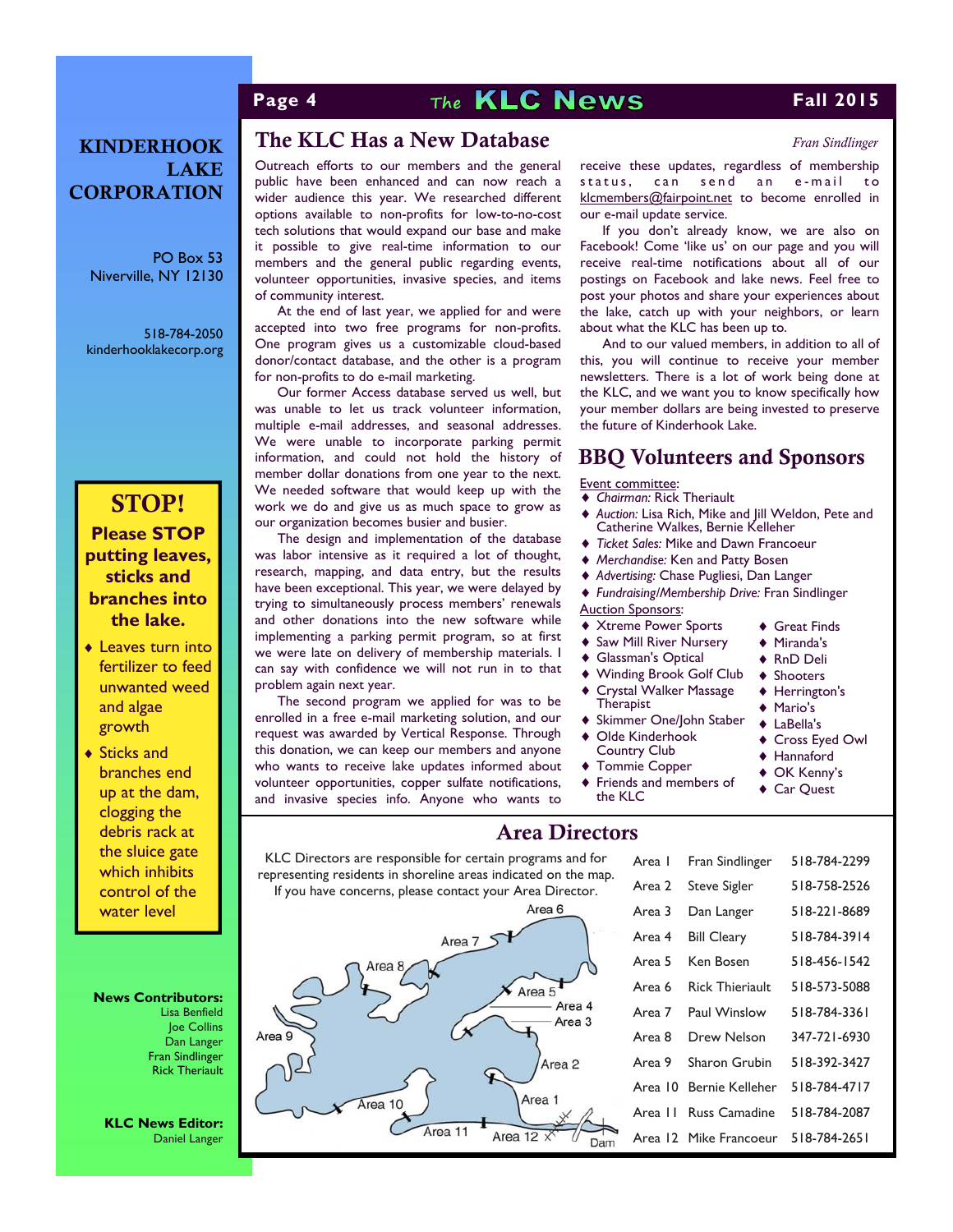## KINDERHOOK LAKE CORPORATION

PO Box 53
Niverville, NY 12130

518-784-2050
kinderhooklakecorp.org

## STOP!

**Please STOP putting leaves, sticks and branches into the lake.**

- Leaves turn into fertilizer to feed unwanted weed and algae growth
- Sticks and branches end up at the dam, clogging the debris rack at the sluice gate which inhibits control of the water level

**News Contributors:**
Lisa Benfield
Joe Collins
Dan Langer
Fran Sindlinger
Rick Theriault

**KLC News Editor:**
Daniel Langer

# The KLC Has a New Database

*Fran Sindlinger*

Outreach efforts to our members and the general public have been enhanced and can now reach a wider audience this year. We researched different options available to non-profits for low-to-no-cost tech solutions that would expand our base and make it possible to give real-time information to our members and the general public regarding events, volunteer opportunities, invasive species, and items of community interest.

At the end of last year, we applied for and were accepted into two free programs for non-profits. One program gives us a customizable cloud-based donor/contact database, and the other is a program for non-profits to do e-mail marketing.

Our former Access database served us well, but was unable to let us track volunteer information, multiple e-mail addresses, and seasonal addresses. We were unable to incorporate parking permit information, and could not hold the history of member dollar donations from one year to the next. We needed software that would keep up with the work we do and give us as much space to grow as our organization becomes busier and busier.

The design and implementation of the database was labor intensive as it required a lot of planning, research, mapping, and data entry, but the results have been exceptional. This year, we were delayed by trying to simultaneously process members' renewals and other donations into the new software while implementing a parking permit program, so at first we were late on delivery of membership materials. I can say with confidence we will not run in to that problem again next year.

The second program we applied for was to be enrolled in a free e-mail marketing solution, and our request was awarded by Vertical Response. Through this donation, we can keep our members and anyone who wants to receive lake updates informed about volunteer opportunities, copper sulfate notifications, and invasive species info. Anyone who wants to receive these updates, regardless of membership status, can send an e-mail to klcmembers@fairpoint.net to become enrolled in our e-mail update service.

If you don't already know, we are also on Facebook! Come 'like us' on our page and you will receive real-time notifications about all of our postings on Facebook and lake news. Feel free to post your photos and share your experiences about the lake, catch up with your neighbors, or learn about what the KLC has been up to.

And to our valued members, in addition to all of this, you will continue to receive your member newsletters. There is a lot of work being done at the KLC, and we want you to know specifically how your member dollars are being invested to preserve the future of Kinderhook Lake.

# BBQ Volunteers and Sponsors

Event committee:

- *Chairman:* Rick Theriault
- *Auction:* Lisa Rich, Mike and Jill Weldon, Pete and Catherine Walkes, Bernie Kelleher
- *Ticket Sales:* Mike and Dawn Francoeur
- *Merchandise:* Ken and Patty Bosen
- *Advertising:* Chase Pugliesi, Dan Langer
- *Fundraising/Membership Drive:* Fran Sindlinger

Auction Sponsors:

- Xtreme Power Sports
- Saw Mill River Nursery
- Glassman's Optical
- Winding Brook Golf Club
- Crystal Walker Massage Therapist
- Skimmer One/John Staber
- Olde Kinderhook Country Club
- Tommie Copper
- Friends and members of the KLC
- Great Finds
- Miranda's
- RnD Deli
- Shooters
- Herrington's
- Mario's
- LaBella's
- Cross Eyed Owl
- Hannaford
- OK Kenny's
- Car Quest

# Area Directors

KLC Directors are responsible for certain programs and for representing residents in shoreline areas indicated on the map. If you have concerns, please contact your Area Director.

Area 6
Area 7
Area 8
Area 5
Area 4
Area 3
Area 9
Area 2
Area 1
Area 10
Area 11
Area 12
Dam

| | | |
|---|---|---|
| Area 1 | Fran Sindlinger | 518-784-2299 |
| Area 2 | Steve Sigler | 518-758-2526 |
| Area 3 | Dan Langer | 518-221-8689 |
| Area 4 | Bill Cleary | 518-784-3914 |
| Area 5 | Ken Bosen | 518-456-1542 |
| Area 6 | Rick Thieriault | 518-573-5088 |
| Area 7 | Paul Winslow | 518-784-3361 |
| Area 8 | Drew Nelson | 347-721-6930 |
| Area 9 | Sharon Grubin | 518-392-3427 |
| Area 10 | Bernie Kelleher | 518-784-4717 |
| Area 11 | Russ Camadine | 518-784-2087 |
| Area 12 | Mike Francoeur | 518-784-2651 |